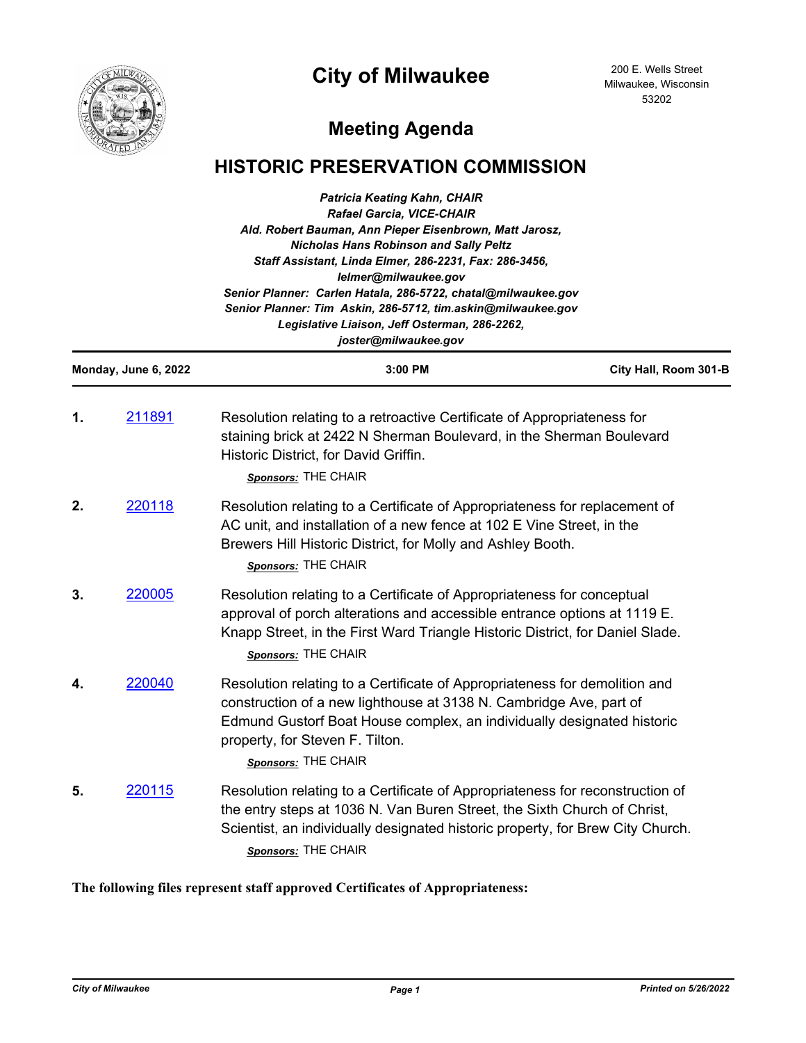# City of Milwaukee

200 E. Wells Street
Milwaukee, Wisconsin
53202

## Meeting Agenda

## HISTORIC PRESERVATION COMMISSION

*Patricia Keating Kahn, CHAIR*
*Rafael Garcia, VICE-CHAIR*
*Ald. Robert Bauman, Ann Pieper Eisenbrown, Matt Jarosz, Nicholas Hans Robinson and Sally Peltz*
*Staff Assistant, Linda Elmer, 286-2231, Fax: 286-3456, lelmer@milwaukee.gov*
*Senior Planner: Carlen Hatala, 286-5722, chatal@milwaukee.gov*
*Senior Planner: Tim Askin, 286-5712, tim.askin@milwaukee.gov*
*Legislative Liaison, Jeff Osterman, 286-2262, joster@milwaukee.gov*

**Monday, June 6, 2022** | **3:00 PM** | **City Hall, Room 301-B**

**1.** [211891] Resolution relating to a retroactive Certificate of Appropriateness for staining brick at 2422 N Sherman Boulevard, in the Sherman Boulevard Historic District, for David Griffin.

*Sponsors:* THE CHAIR

**2.** [220118] Resolution relating to a Certificate of Appropriateness for replacement of AC unit, and installation of a new fence at 102 E Vine Street, in the Brewers Hill Historic District, for Molly and Ashley Booth.

*Sponsors:* THE CHAIR

**3.** [220005] Resolution relating to a Certificate of Appropriateness for conceptual approval of porch alterations and accessible entrance options at 1119 E. Knapp Street, in the First Ward Triangle Historic District, for Daniel Slade.

*Sponsors:* THE CHAIR

**4.** [220040] Resolution relating to a Certificate of Appropriateness for demolition and construction of a new lighthouse at 3138 N. Cambridge Ave, part of Edmund Gustorf Boat House complex, an individually designated historic property, for Steven F. Tilton.

*Sponsors:* THE CHAIR

**5.** [220115] Resolution relating to a Certificate of Appropriateness for reconstruction of the entry steps at 1036 N. Van Buren Street, the Sixth Church of Christ, Scientist, an individually designated historic property, for Brew City Church.

*Sponsors:* THE CHAIR

**The following files represent staff approved Certificates of Appropriateness:**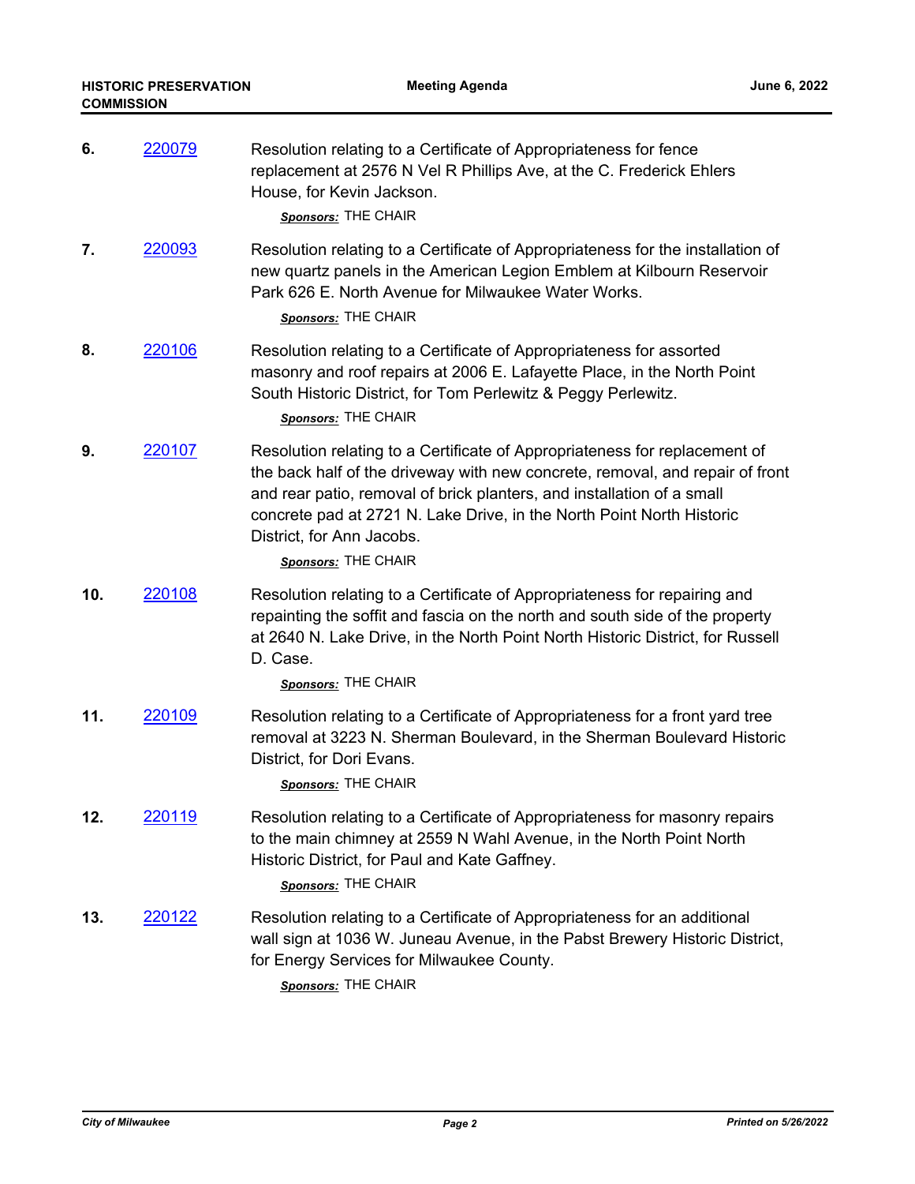6. [220079] Resolution relating to a Certificate of Appropriateness for fence replacement at 2576 N Vel R Phillips Ave, at the C. Frederick Ehlers House, for Kevin Jackson.

    ***Sponsors:*** THE CHAIR

7. [220093] Resolution relating to a Certificate of Appropriateness for the installation of new quartz panels in the American Legion Emblem at Kilbourn Reservoir Park 626 E. North Avenue for Milwaukee Water Works.

    ***Sponsors:*** THE CHAIR

8. [220106] Resolution relating to a Certificate of Appropriateness for assorted masonry and roof repairs at 2006 E. Lafayette Place, in the North Point South Historic District, for Tom Perlewitz & Peggy Perlewitz.

    ***Sponsors:*** THE CHAIR

9. [220107] Resolution relating to a Certificate of Appropriateness for replacement of the back half of the driveway with new concrete, removal, and repair of front and rear patio, removal of brick planters, and installation of a small concrete pad at 2721 N. Lake Drive, in the North Point North Historic District, for Ann Jacobs.

    ***Sponsors:*** THE CHAIR

10. [220108] Resolution relating to a Certificate of Appropriateness for repairing and repainting the soffit and fascia on the north and south side of the property at 2640 N. Lake Drive, in the North Point North Historic District, for Russell D. Case.

    ***Sponsors:*** THE CHAIR

11. [220109] Resolution relating to a Certificate of Appropriateness for a front yard tree removal at 3223 N. Sherman Boulevard, in the Sherman Boulevard Historic District, for Dori Evans.

    ***Sponsors:*** THE CHAIR

12. [220119] Resolution relating to a Certificate of Appropriateness for masonry repairs to the main chimney at 2559 N Wahl Avenue, in the North Point North Historic District, for Paul and Kate Gaffney.

    ***Sponsors:*** THE CHAIR

13. [220122] Resolution relating to a Certificate of Appropriateness for an additional wall sign at 1036 W. Juneau Avenue, in the Pabst Brewery Historic District, for Energy Services for Milwaukee County.

    ***Sponsors:*** THE CHAIR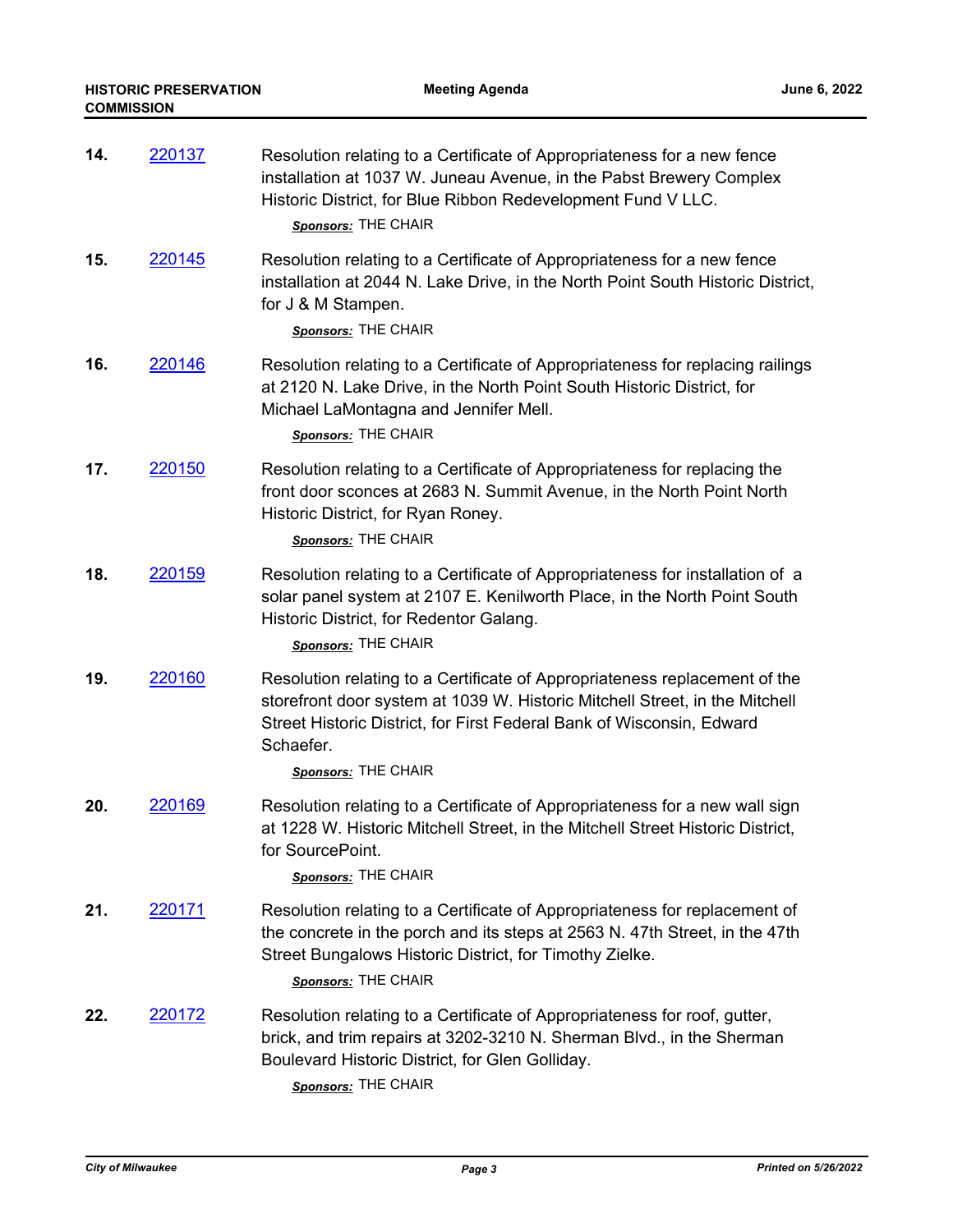14. [220137] Resolution relating to a Certificate of Appropriateness for a new fence installation at 1037 W. Juneau Avenue, in the Pabst Brewery Complex Historic District, for Blue Ribbon Redevelopment Fund V LLC.

    ***Sponsors:*** THE CHAIR

15. [220145] Resolution relating to a Certificate of Appropriateness for a new fence installation at 2044 N. Lake Drive, in the North Point South Historic District, for J & M Stampen.

    ***Sponsors:*** THE CHAIR

16. [220146] Resolution relating to a Certificate of Appropriateness for replacing railings at 2120 N. Lake Drive, in the North Point South Historic District, for Michael LaMontagna and Jennifer Mell.

    ***Sponsors:*** THE CHAIR

17. [220150] Resolution relating to a Certificate of Appropriateness for replacing the front door sconces at 2683 N. Summit Avenue, in the North Point North Historic District, for Ryan Roney.

    ***Sponsors:*** THE CHAIR

18. [220159] Resolution relating to a Certificate of Appropriateness for installation of a solar panel system at 2107 E. Kenilworth Place, in the North Point South Historic District, for Redentor Galang.

    ***Sponsors:*** THE CHAIR

19. [220160] Resolution relating to a Certificate of Appropriateness replacement of the storefront door system at 1039 W. Historic Mitchell Street, in the Mitchell Street Historic District, for First Federal Bank of Wisconsin, Edward Schaefer.

    ***Sponsors:*** THE CHAIR

20. [220169] Resolution relating to a Certificate of Appropriateness for a new wall sign at 1228 W. Historic Mitchell Street, in the Mitchell Street Historic District, for SourcePoint.

    ***Sponsors:*** THE CHAIR

21. [220171] Resolution relating to a Certificate of Appropriateness for replacement of the concrete in the porch and its steps at 2563 N. 47th Street, in the 47th Street Bungalows Historic District, for Timothy Zielke.

    ***Sponsors:*** THE CHAIR

22. [220172] Resolution relating to a Certificate of Appropriateness for roof, gutter, brick, and trim repairs at 3202-3210 N. Sherman Blvd., in the Sherman Boulevard Historic District, for Glen Golliday.

    ***Sponsors:*** THE CHAIR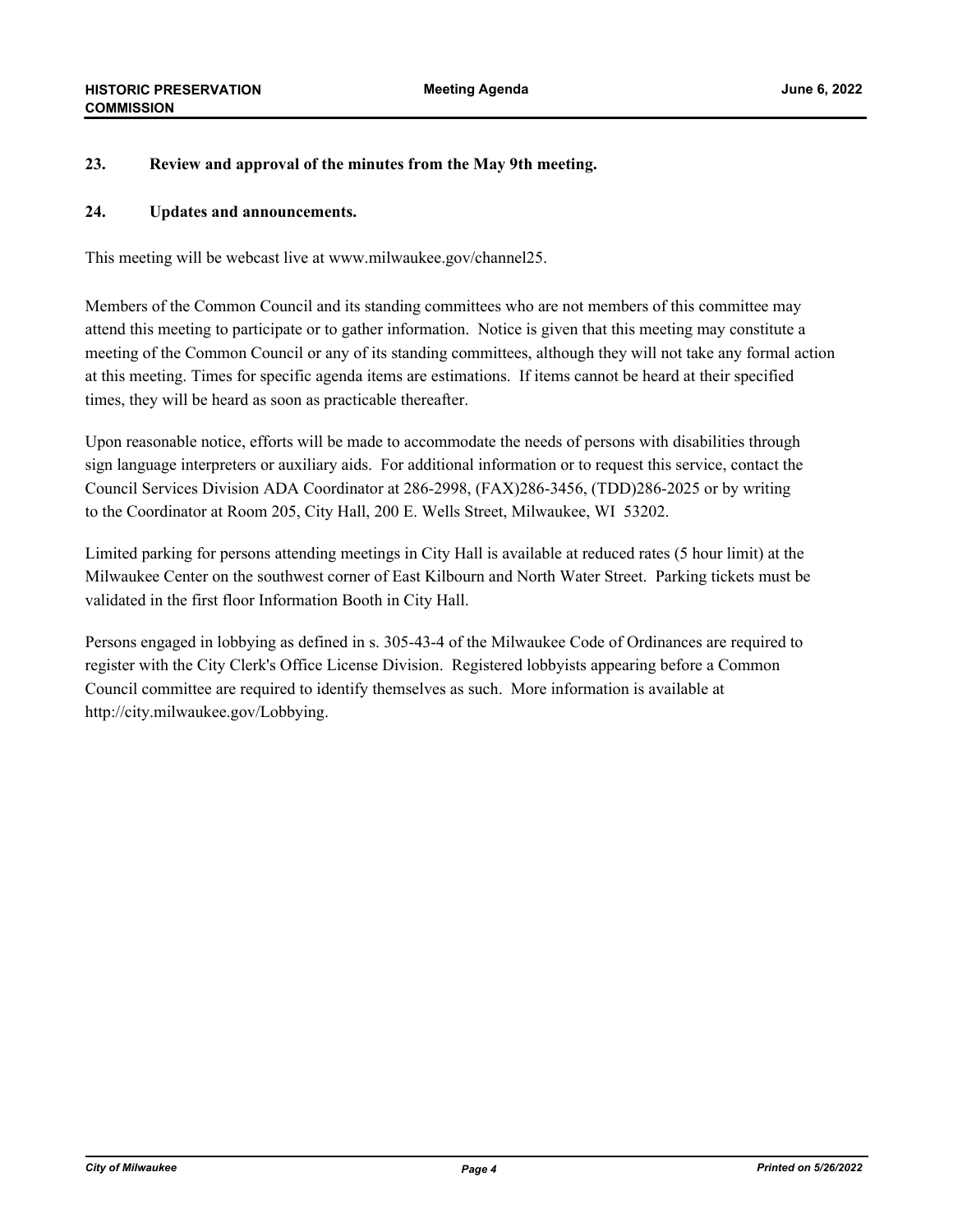**23. Review and approval of the minutes from the May 9th meeting.**

**24. Updates and announcements.**

This meeting will be webcast live at www.milwaukee.gov/channel25.

Members of the Common Council and its standing committees who are not members of this committee may attend this meeting to participate or to gather information. Notice is given that this meeting may constitute a meeting of the Common Council or any of its standing committees, although they will not take any formal action at this meeting. Times for specific agenda items are estimations. If items cannot be heard at their specified times, they will be heard as soon as practicable thereafter.

Upon reasonable notice, efforts will be made to accommodate the needs of persons with disabilities through sign language interpreters or auxiliary aids. For additional information or to request this service, contact the Council Services Division ADA Coordinator at 286-2998, (FAX)286-3456, (TDD)286-2025 or by writing to the Coordinator at Room 205, City Hall, 200 E. Wells Street, Milwaukee, WI 53202.

Limited parking for persons attending meetings in City Hall is available at reduced rates (5 hour limit) at the Milwaukee Center on the southwest corner of East Kilbourn and North Water Street. Parking tickets must be validated in the first floor Information Booth in City Hall.

Persons engaged in lobbying as defined in s. 305-43-4 of the Milwaukee Code of Ordinances are required to register with the City Clerk's Office License Division. Registered lobbyists appearing before a Common Council committee are required to identify themselves as such. More information is available at http://city.milwaukee.gov/Lobbying.